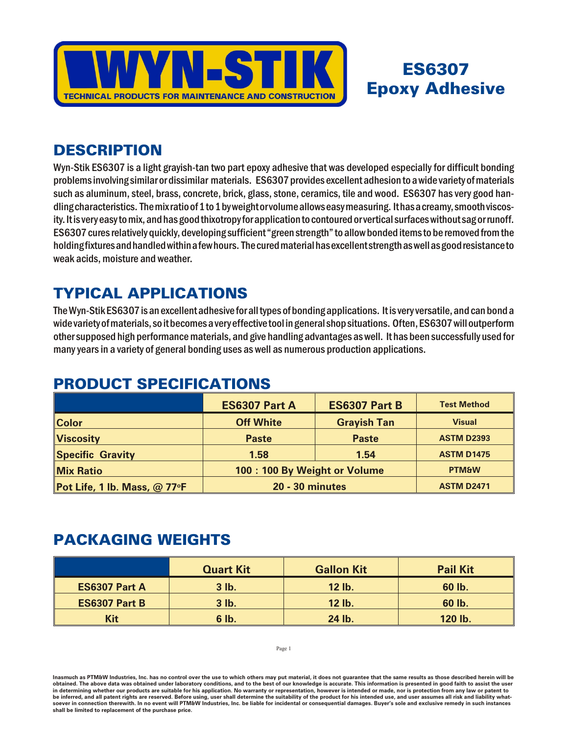# WYN-STIK

TECHNICAL PRODUCTS FOR MAINTENANCE AND CONSTRUCTION

# ES6307 Epoxy Adhesive

## DESCRIPTION

Wyn-Stik ES6307 is a light grayish-tan two part epoxy adhesive that was developed especially for difficult bonding problems involving similar or dissimilar materials. ES6307 provides excellent adhesion to a wide variety of materials such as aluminum, steel, brass, concrete, brick, glass, stone, ceramics, tile and wood. ES6307 has very good handling characteristics. The mix ratio of 1 to 1 by weight or volume allows easy measuring. It has a creamy, smooth viscosity. It is very easy to mix, and has good thixotropy for application to contoured or vertical surfaces without sag or runoff. ES6307 cures relatively quickly, developing sufficient "green strength" to allow bonded items to be removed from the holding fixtures and handled within a few hours. The cured material has excellent strength as well as good resistance to weak acids, moisture and weather.

## TYPICAL APPLICATIONS

The Wyn-Stik ES6307 is an excellent adhesive for all types of bonding applications. It is very versatile, and can bond a wide variety of materials, so it becomes a very effective tool in general shop situations. Often, ES6307 will outperform other supposed high performance materials, and give handling advantages as well. It has been successfully used for many years in a variety of general bonding uses as well as numerous production applications.

## PRODUCT SPECIFICATIONS

| | ES6307 Part A | ES6307 Part B | Test Method |
|---|---|---|---|
| Color | Off White | Grayish Tan | Visual |
| Viscosity | Paste | Paste | ASTM D2393 |
| Specific Gravity | 1.58 | 1.54 | ASTM D1475 |
| Mix Ratio | 100 : 100 By Weight or Volume | | PTM&W |
| Pot Life, 1 lb. Mass, @ 77°F | 20 - 30 minutes | | ASTM D2471 |

## PACKAGING WEIGHTS

| | Quart Kit | Gallon Kit | Pail Kit |
|---|---|---|---|
| ES6307 Part A | 3 lb. | 12 lb. | 60 lb. |
| ES6307 Part B | 3 lb. | 12 lb. | 60 lb. |
| Kit | 6 lb. | 24 lb. | 120 lb. |

**Inasmuch as PTM&W Industries, Inc. has no control over the use to which others may put material, it does not guarantee that the same results as those described herein will be obtained. The above data was obtained under laboratory conditions, and to the best of our knowledge is accurate. This information is presented in good faith to assist the user in determining whether our products are suitable for his application. No warranty or representation, however is intended or made, nor is protection from any law or patent to be inferred, and all patent rights are reserved. Before using, user shall determine the suitability of the product for his intended use, and user assumes all risk and liability whatsoever in connection therewith. In no event will PTM&W Industries, Inc. be liable for incidental or consequential damages. Buyer's sole and exclusive remedy in such instances shall be limited to replacement of the purchase price.**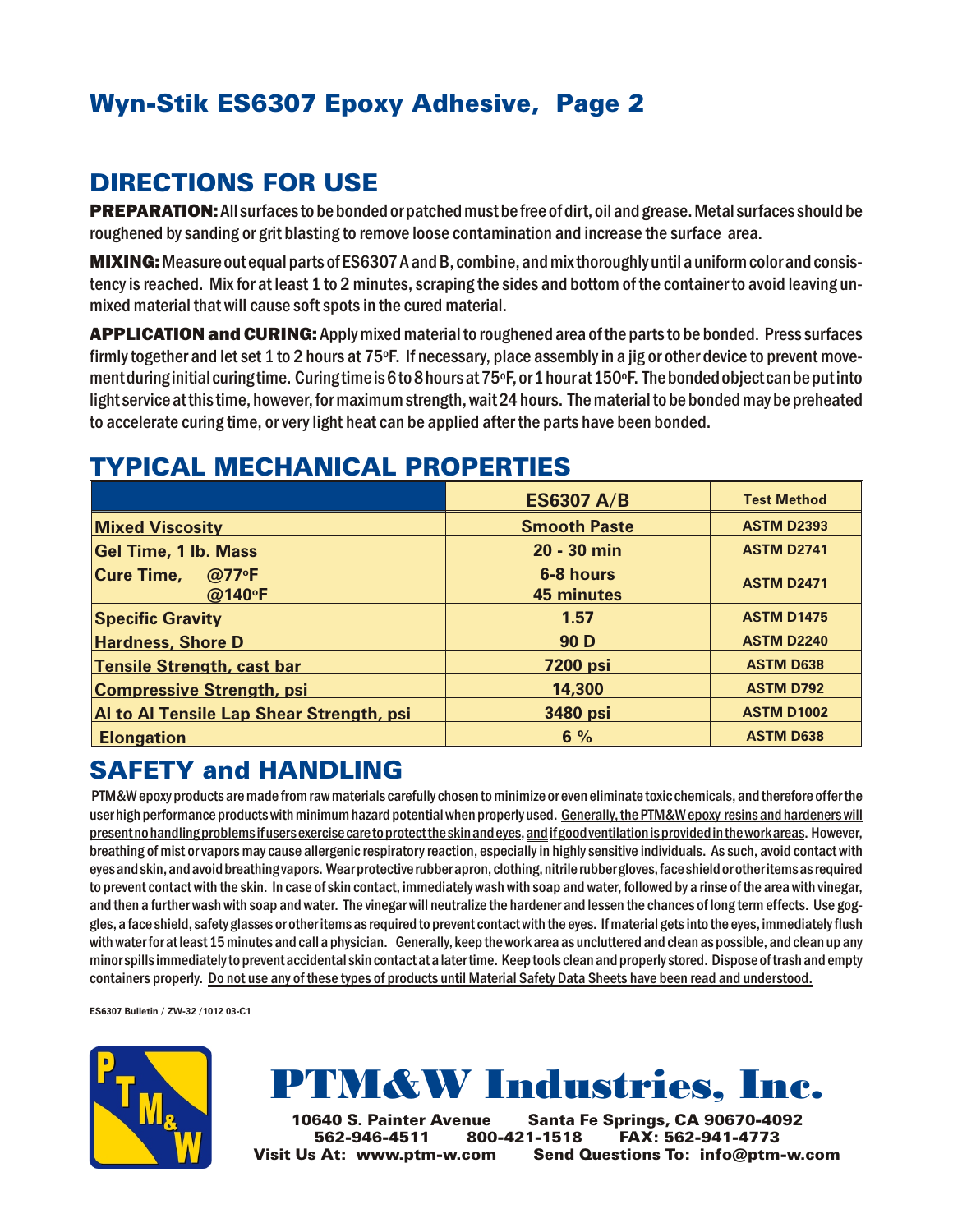## Wyn-Stik ES6307 Epoxy Adhesive, Page 2

## DIRECTIONS FOR USE

**PREPARATION:** All surfaces to be bonded or patched must be free of dirt, oil and grease. Metal surfaces should be roughened by sanding or grit blasting to remove loose contamination and increase the surface area.

**MIXING:** Measure out equal parts of ES6307 A and B, combine, and mix thoroughly until a uniform color and consistency is reached. Mix for at least 1 to 2 minutes, scraping the sides and bottom of the container to avoid leaving unmixed material that will cause soft spots in the cured material.

**APPLICATION and CURING:** Apply mixed material to roughened area of the parts to be bonded. Press surfaces firmly together and let set 1 to 2 hours at 75ºF. If necessary, place assembly in a jig or other device to prevent movement during initial curing time. Curing time is 6 to 8 hours at 75ºF, or 1 hour at 150ºF. The bonded object can be put into light service at this time, however, for maximum strength, wait 24 hours. The material to be bonded may be preheated to accelerate curing time, or very light heat can be applied after the parts have been bonded.

## TYPICAL MECHANICAL PROPERTIES

| | ES6307 A/B | Test Method |
|---|---|---|
| Mixed Viscosity | Smooth Paste | ASTM D2393 |
| Gel Time, 1 lb. Mass | 20 - 30 min | ASTM D2741 |
| Cure Time, @77ºF<br>@140ºF | 6-8 hours<br>45 minutes | ASTM D2471 |
| Specific Gravity | 1.57 | ASTM D1475 |
| Hardness, Shore D | 90 D | ASTM D2240 |
| Tensile Strength, cast bar | 7200 psi | ASTM D638 |
| Compressive Strength, psi | 14,300 | ASTM D792 |
| Al to Al Tensile Lap Shear Strength, psi | 3480 psi | ASTM D1002 |
| Elongation | 6 % | ASTM D638 |

## SAFETY and HANDLING

PTM&W epoxy products are made from raw materials carefully chosen to minimize or even eliminate toxic chemicals, and therefore offer the user high performance products with minimum hazard potential when properly used. Generally, the PTM&W epoxy resins and hardeners will present no handling problems if users exercise care to protect the skin and eyes, and if good ventilation is provided in the work areas. However, breathing of mist or vapors may cause allergenic respiratory reaction, especially in highly sensitive individuals. As such, avoid contact with eyes and skin, and avoid breathing vapors. Wear protective rubber apron, clothing, nitrile rubber gloves, face shield or other items as required to prevent contact with the skin. In case of skin contact, immediately wash with soap and water, followed by a rinse of the area with vinegar, and then a further wash with soap and water. The vinegar will neutralize the hardener and lessen the chances of long term effects. Use goggles, a face shield, safety glasses or other items as required to prevent contact with the eyes. If material gets into the eyes, immediately flush with water for at least 15 minutes and call a physician. Generally, keep the work area as uncluttered and clean as possible, and clean up any minor spills immediately to prevent accidental skin contact at a later time. Keep tools clean and properly stored. Dispose of trash and empty containers properly. Do not use any of these types of products until Material Safety Data Sheets have been read and understood.

ES6307 Bulletin / ZW-32 /1012 03-C1

**PTM&W Industries, Inc.**

10640 S. Painter Avenue Santa Fe Springs, CA 90670-4092
562-946-4511 800-421-1518 FAX: 562-941-4773
Visit Us At: www.ptm-w.com Send Questions To: info@ptm-w.com